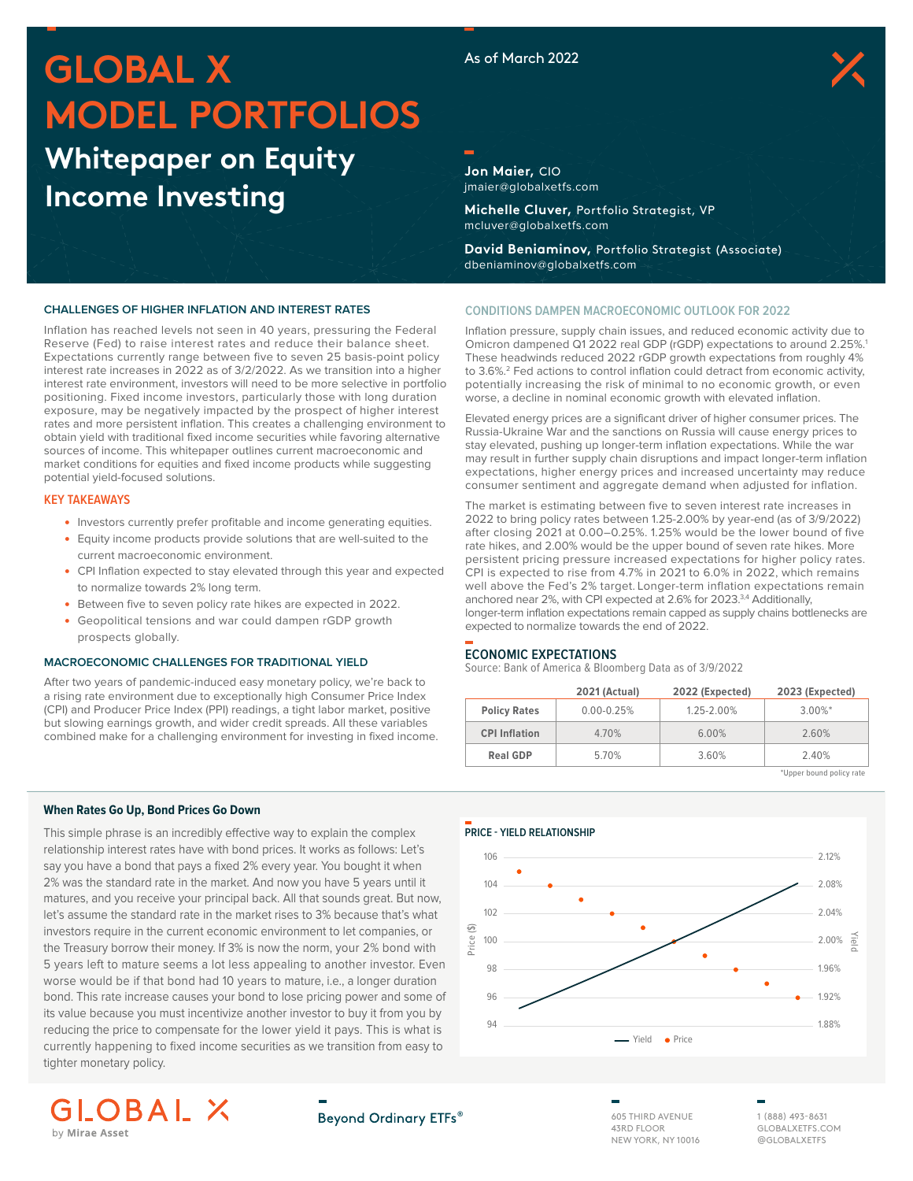# GLOBAL X MODEL PORTFOLIOS

## Whitepaper on Equity Income Investing

As of March 2022

**Jon Maier,** CIO
jmaier@globalxetfs.com

**Michelle Cluver,** Portfolio Strategist, VP
mcluver@globalxetfs.com

**David Beniaminov,** Portfolio Strategist (Associate)
dbeniaminov@globalxetfs.com

### CHALLENGES OF HIGHER INFLATION AND INTEREST RATES

Inflation has reached levels not seen in 40 years, pressuring the Federal Reserve (Fed) to raise interest rates and reduce their balance sheet. Expectations currently range between five to seven 25 basis-point policy interest rate increases in 2022 as of 3/2/2022. As we transition into a higher interest rate environment, investors will need to be more selective in portfolio positioning. Fixed income investors, particularly those with long duration exposure, may be negatively impacted by the prospect of higher interest rates and more persistent inflation. This creates a challenging environment to obtain yield with traditional fixed income securities while favoring alternative sources of income. This whitepaper outlines current macroeconomic and market conditions for equities and fixed income products while suggesting potential yield-focused solutions.

### KEY TAKEAWAYS

- Investors currently prefer profitable and income generating equities.
- Equity income products provide solutions that are well-suited to the current macroeconomic environment.
- CPI Inflation expected to stay elevated through this year and expected to normalize towards 2% long term.
- Between five to seven policy rate hikes are expected in 2022.
- Geopolitical tensions and war could dampen rGDP growth prospects globally.

### MACROECONOMIC CHALLENGES FOR TRADITIONAL YIELD

After two years of pandemic-induced easy monetary policy, we're back to a rising rate environment due to exceptionally high Consumer Price Index (CPI) and Producer Price Index (PPI) readings, a tight labor market, positive but slowing earnings growth, and wider credit spreads. All these variables combined make for a challenging environment for investing in fixed income.

### CONDITIONS DAMPEN MACROECONOMIC OUTLOOK FOR 2022

Inflation pressure, supply chain issues, and reduced economic activity due to Omicron dampened Q1 2022 real GDP (rGDP) expectations to around 2.25%.[1] These headwinds reduced 2022 rGDP growth expectations from roughly 4% to 3.6%.[2] Fed actions to control inflation could detract from economic activity, potentially increasing the risk of minimal to no economic growth, or even worse, a decline in nominal economic growth with elevated inflation.

Elevated energy prices are a significant driver of higher consumer prices. The Russia-Ukraine War and the sanctions on Russia will cause energy prices to stay elevated, pushing up longer-term inflation expectations. While the war may result in further supply chain disruptions and impact longer-term inflation expectations, higher energy prices and increased uncertainty may reduce consumer sentiment and aggregate demand when adjusted for inflation.

The market is estimating between five to seven interest rate increases in 2022 to bring policy rates between 1.25-2.00% by year-end (as of 3/9/2022) after closing 2021 at 0.00–0.25%. 1.25% would be the lower bound of five rate hikes, and 2.00% would be the upper bound of seven rate hikes. More persistent pricing pressure increased expectations for higher policy rates. CPI is expected to rise from 4.7% in 2021 to 6.0% in 2022, which remains well above the Fed's 2% target. Longer-term inflation expectations remain anchored near 2%, with CPI expected at 2.6% for 2023.[3,4] Additionally, longer-term inflation expectations remain capped as supply chains bottlenecks are expected to normalize towards the end of 2022.

### ECONOMIC EXPECTATIONS

Source: Bank of America & Bloomberg Data as of 3/9/2022

| | 2021 (Actual) | 2022 (Expected) | 2023 (Expected) |
|---|---|---|---|
| Policy Rates | 0.00-0.25% | 1.25-2.00% | 3.00%* |
| CPI Inflation | 4.70% | 6.00% | 2.60% |
| Real GDP | 5.70% | 3.60% | 2.40% |

*Upper bound policy rate

### When Rates Go Up, Bond Prices Go Down

This simple phrase is an incredibly effective way to explain the complex relationship interest rates have with bond prices. It works as follows: Let's say you have a bond that pays a fixed 2% every year. You bought it when 2% was the standard rate in the market. And now you have 5 years until it matures, and you receive your principal back. All that sounds great. But now, let's assume the standard rate in the market rises to 3% because that's what investors require in the current economic environment to let companies, or the Treasury borrow their money. If 3% is now the norm, your 2% bond with 5 years left to mature seems a lot less appealing to another investor. Even worse would be if that bond had 10 years to mature, i.e., a longer duration bond. This rate increase causes your bond to lose pricing power and some of its value because you must incentivize another investor to buy it from you by reducing the price to compensate for the lower yield it pays. This is what is currently happening to fixed income securities as we transition from easy to tighter monetary policy.

**PRICE - YIELD RELATIONSHIP**

Price ($): 106, 104, 102, 100, 98, 96, 94
Yield: 2.12%, 2.08%, 2.04%, 2.00%, 1.96%, 1.92%, 1.88%
Yield — Price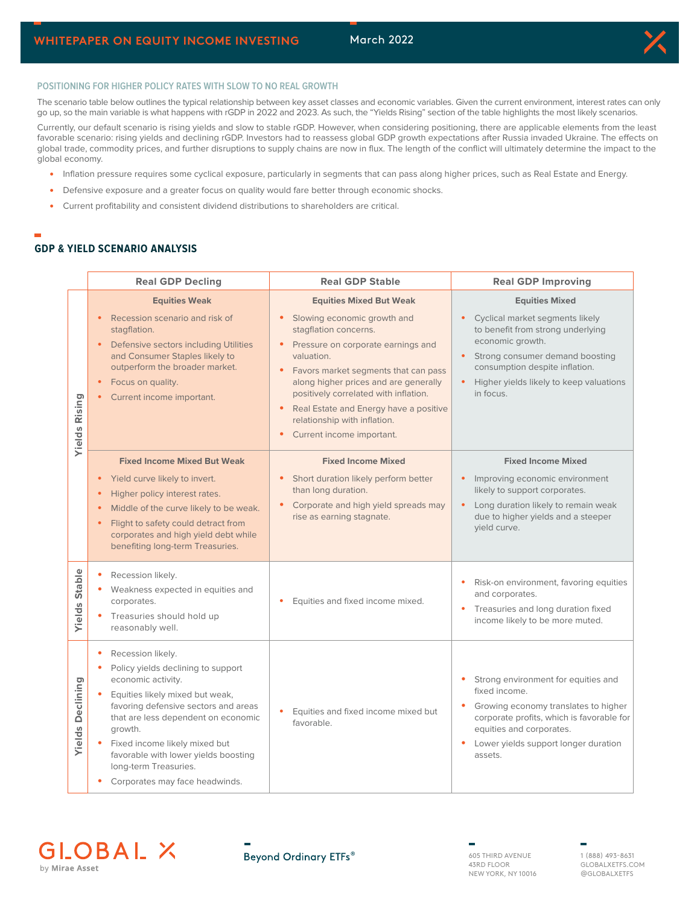### POSITIONING FOR HIGHER POLICY RATES WITH SLOW TO NO REAL GROWTH

The scenario table below outlines the typical relationship between key asset classes and economic variables. Given the current environment, interest rates can only go up, so the main variable is what happens with rGDP in 2022 and 2023. As such, the "Yields Rising" section of the table highlights the most likely scenarios.

Currently, our default scenario is rising yields and slow to stable rGDP. However, when considering positioning, there are applicable elements from the least favorable scenario: rising yields and declining rGDP. Investors had to reassess global GDP growth expectations after Russia invaded Ukraine. The effects on global trade, commodity prices, and further disruptions to supply chains are now in flux. The length of the conflict will ultimately determine the impact to the global economy.

- Inflation pressure requires some cyclical exposure, particularly in segments that can pass along higher prices, such as Real Estate and Energy.
- Defensive exposure and a greater focus on quality would fare better through economic shocks.
- Current profitability and consistent dividend distributions to shareholders are critical.

## GDP & YIELD SCENARIO ANALYSIS

| | Real GDP Decling | Real GDP Stable | Real GDP Improving |
|---|---|---|---|
| Yields Rising | **Equities Weak**<br>• Recession scenario and risk of stagflation.<br>• Defensive sectors including Utilities and Consumer Staples likely to outperform the broader market.<br>• Focus on quality.<br>• Current income important. | **Equities Mixed But Weak**<br>• Slowing economic growth and stagflation concerns.<br>• Pressure on corporate earnings and valuation.<br>• Favors market segments that can pass along higher prices and are generally positively correlated with inflation.<br>• Real Estate and Energy have a positive relationship with inflation.<br>• Current income important. | **Equities Mixed**<br>• Cyclical market segments likely to benefit from strong underlying economic growth.<br>• Strong consumer demand boosting consumption despite inflation.<br>• Higher yields likely to keep valuations in focus. |
| Yields Rising | **Fixed Income Mixed But Weak**<br>• Yield curve likely to invert.<br>• Higher policy interest rates.<br>• Middle of the curve likely to be weak.<br>• Flight to safety could detract from corporates and high yield debt while benefiting long-term Treasuries. | **Fixed Income Mixed**<br>• Short duration likely perform better than long duration.<br>• Corporate and high yield spreads may rise as earning stagnate. | **Fixed Income Mixed**<br>• Improving economic environment likely to support corporates.<br>• Long duration likely to remain weak due to higher yields and a steeper yield curve. |
| Yields Stable | • Recession likely.<br>• Weakness expected in equities and corporates.<br>• Treasuries should hold up reasonably well. | • Equities and fixed income mixed. | • Risk-on environment, favoring equities and corporates.<br>• Treasuries and long duration fixed income likely to be more muted. |
| Yields Declining | • Recession likely.<br>• Policy yields declining to support economic activity.<br>• Equities likely mixed but weak, favoring defensive sectors and areas that are less dependent on economic growth.<br>• Fixed income likely mixed but favorable with lower yields boosting long-term Treasuries.<br>• Corporates may face headwinds. | • Equities and fixed income mixed but favorable. | • Strong environment for equities and fixed income.<br>• Growing economy translates to higher corporate profits, which is favorable for equities and corporates.<br>• Lower yields support longer duration assets. |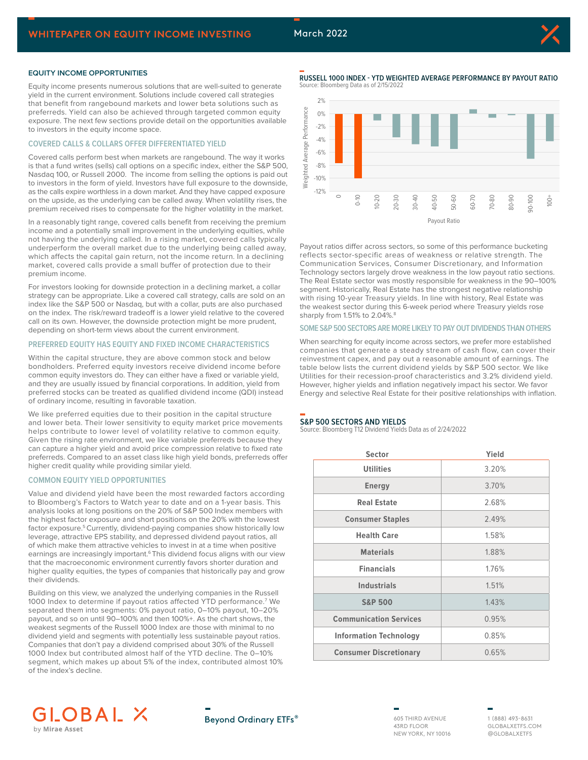## EQUITY INCOME OPPORTUNITIES

Equity income presents numerous solutions that are well-suited to generate yield in the current environment. Solutions include covered call strategies that benefit from rangebound markets and lower beta solutions such as preferreds. Yield can also be achieved through targeted common equity exposure. The next few sections provide detail on the opportunities available to investors in the equity income space.

### COVERED CALLS & COLLARS OFFER DIFFERENTIATED YIELD

Covered calls perform best when markets are rangebound. The way it works is that a fund writes (sells) call options on a specific index, either the S&P 500, Nasdaq 100, or Russell 2000. The income from selling the options is paid out to investors in the form of yield. Investors have full exposure to the downside, as the calls expire worthless in a down market. And they have capped exposure on the upside, as the underlying can be called away. When volatility rises, the premium received rises to compensate for the higher volatility in the market.

In a reasonably tight range, covered calls benefit from receiving the premium income and a potentially small improvement in the underlying equities, while not having the underlying called. In a rising market, covered calls typically underperform the overall market due to the underlying being called away, which affects the capital gain return, not the income return. In a declining market, covered calls provide a small buffer of protection due to their premium income.

For investors looking for downside protection in a declining market, a collar strategy can be appropriate. Like a covered call strategy, calls are sold on an index like the S&P 500 or Nasdaq, but with a collar, puts are also purchased on the index. The risk/reward tradeoff is a lower yield relative to the covered call on its own. However, the downside protection might be more prudent, depending on short-term views about the current environment.

### PREFERRED EQUITY HAS EQUITY AND FIXED INCOME CHARACTERISTICS

Within the capital structure, they are above common stock and below bondholders. Preferred equity investors receive dividend income before common equity investors do. They can either have a fixed or variable yield, and they are usually issued by financial corporations. In addition, yield from preferred stocks can be treated as qualified dividend income (QDI) instead of ordinary income, resulting in favorable taxation.

We like preferred equities due to their position in the capital structure and lower beta. Their lower sensitivity to equity market price movements helps contribute to lower level of volatility relative to common equity. Given the rising rate environment, we like variable preferreds because they can capture a higher yield and avoid price compression relative to fixed rate preferreds. Compared to an asset class like high yield bonds, preferreds offer higher credit quality while providing similar yield.

### COMMON EQUITY YIELD OPPORTUNITIES

Value and dividend yield have been the most rewarded factors according to Bloomberg's Factors to Watch year to date and on a 1-year basis. This analysis looks at long positions on the 20% of S&P 500 Index members with the highest factor exposure and short positions on the 20% with the lowest factor exposure.[5] Currently, dividend-paying companies show historically low leverage, attractive EPS stability, and depressed dividend payout ratios, all of which make them attractive vehicles to invest in at a time when positive earnings are increasingly important.[6] This dividend focus aligns with our view that the macroeconomic environment currently favors shorter duration and higher quality equities, the types of companies that historically pay and grow their dividends.

Building on this view, we analyzed the underlying companies in the Russell 1000 Index to determine if payout ratios affected YTD performance.[7] We separated them into segments: 0% payout ratio, 0–10% payout, 10–20% payout, and so on until 90–100% and then 100%+. As the chart shows, the weakest segments of the Russell 1000 Index are those with minimal to no dividend yield and segments with potentially less sustainable payout ratios. Companies that don't pay a dividend comprised about 30% of the Russell 1000 Index but contributed almost half of the YTD decline. The 0–10% segment, which makes up about 5% of the index, contributed almost 10% of the index's decline.

**RUSSELL 1000 INDEX - YTD WEIGHTED AVERAGE PERFORMANCE BY PAYOUT RATIO**
Source: Bloomberg Data as of 2/15/2022

Weighted Average Performance
2%
0%
-2%
-4%
-6%
-8%
-10%
-12%
0
0-10
10-20
20-30
30-40
40-50
50-60
60-70
70-80
80-90
90-100
100+
Payout Ratio

Payout ratios differ across sectors, so some of this performance bucketing reflects sector-specific areas of weakness or relative strength. The Communication Services, Consumer Discretionary, and Information Technology sectors largely drove weakness in the low payout ratio sections. The Real Estate sector was mostly responsible for weakness in the 90–100% segment. Historically, Real Estate has the strongest negative relationship with rising 10-year Treasury yields. In line with history, Real Estate was the weakest sector during this 6-week period where Treasury yields rose sharply from 1.51% to 2.04%.[8]

### SOME S&P 500 SECTORS ARE MORE LIKELY TO PAY OUT DIVIDENDS THAN OTHERS

When searching for equity income across sectors, we prefer more established companies that generate a steady stream of cash flow, can cover their reinvestment capex, and pay out a reasonable amount of earnings. The table below lists the current dividend yields by S&P 500 sector. We like Utilities for their recession-proof characteristics and 3.2% dividend yield. However, higher yields and inflation negatively impact his sector. We favor Energy and selective Real Estate for their positive relationships with inflation.

**S&P 500 SECTORS AND YIELDS**
Source: Bloomberg T12 Dividend Yields Data as of 2/24/2022

| Sector | Yield |
|---|---|
| Utilities | 3.20% |
| Energy | 3.70% |
| Real Estate | 2.68% |
| Consumer Staples | 2.49% |
| Health Care | 1.58% |
| Materials | 1.88% |
| Financials | 1.76% |
| Industrials | 1.51% |
| S&P 500 | 1.43% |
| Communication Services | 0.95% |
| Information Technology | 0.85% |
| Consumer Discretionary | 0.65% |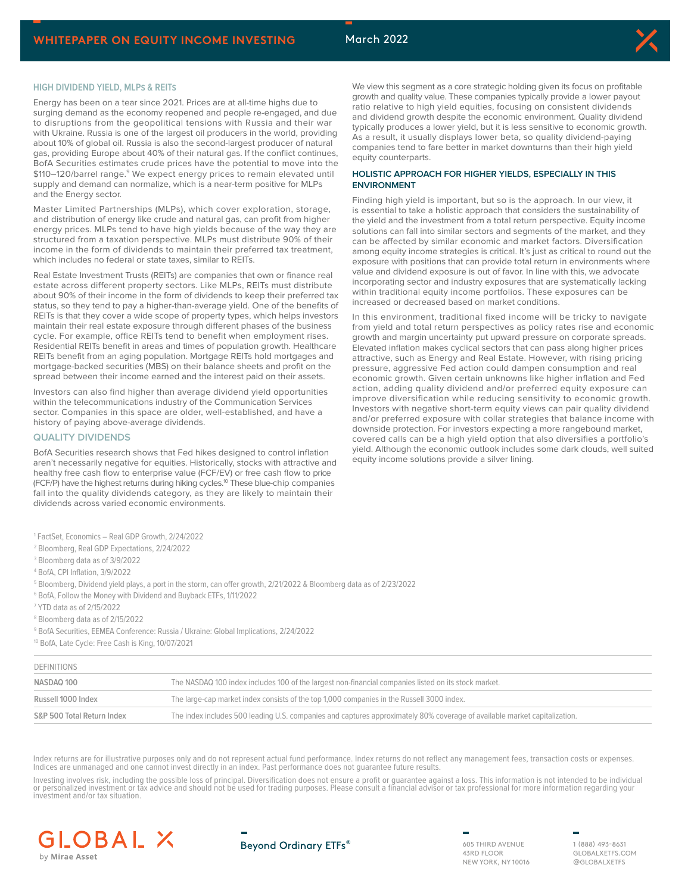## HIGH DIVIDEND YIELD, MLPs & REITs

Energy has been on a tear since 2021. Prices are at all-time highs due to surging demand as the economy reopened and people re-engaged, and due to disruptions from the geopolitical tensions with Russia and their war with Ukraine. Russia is one of the largest oil producers in the world, providing about 10% of global oil. Russia is also the second-largest producer of natural gas, providing Europe about 40% of their natural gas. If the conflict continues, BofA Securities estimates crude prices have the potential to move into the $110–120/barrel range.[9] We expect energy prices to remain elevated until supply and demand can normalize, which is a near-term positive for MLPs and the Energy sector.

Master Limited Partnerships (MLPs), which cover exploration, storage, and distribution of energy like crude and natural gas, can profit from higher energy prices. MLPs tend to have high yields because of the way they are structured from a taxation perspective. MLPs must distribute 90% of their income in the form of dividends to maintain their preferred tax treatment, which includes no federal or state taxes, similar to REITs.

Real Estate Investment Trusts (REITs) are companies that own or finance real estate across different property sectors. Like MLPs, REITs must distribute about 90% of their income in the form of dividends to keep their preferred tax status, so they tend to pay a higher-than-average yield. One of the benefits of REITs is that they cover a wide scope of property types, which helps investors maintain their real estate exposure through different phases of the business cycle. For example, office REITs tend to benefit when employment rises. Residential REITs benefit in areas and times of population growth. Healthcare REITs benefit from an aging population. Mortgage REITs hold mortgages and mortgage-backed securities (MBS) on their balance sheets and profit on the spread between their income earned and the interest paid on their assets.

Investors can also find higher than average dividend yield opportunities within the telecommunications industry of the Communication Services sector. Companies in this space are older, well-established, and have a history of paying above-average dividends.

## QUALITY DIVIDENDS

BofA Securities research shows that Fed hikes designed to control inflation aren't necessarily negative for equities. Historically, stocks with attractive and healthy free cash flow to enterprise value (FCF/EV) or free cash flow to price (FCF/P) have the highest returns during hiking cycles.[10] These blue-chip companies fall into the quality dividends category, as they are likely to maintain their dividends across varied economic environments.

We view this segment as a core strategic holding given its focus on profitable growth and quality value. These companies typically provide a lower payout ratio relative to high yield equities, focusing on consistent dividends and dividend growth despite the economic environment. Quality dividend typically produces a lower yield, but it is less sensitive to economic growth. As a result, it usually displays lower beta, so quality dividend-paying companies tend to fare better in market downturns than their high yield equity counterparts.

## HOLISTIC APPROACH FOR HIGHER YIELDS, ESPECIALLY IN THIS ENVIRONMENT

Finding high yield is important, but so is the approach. In our view, it is essential to take a holistic approach that considers the sustainability of the yield and the investment from a total return perspective. Equity income solutions can fall into similar sectors and segments of the market, and they can be affected by similar economic and market factors. Diversification among equity income strategies is critical. It's just as critical to round out the exposure with positions that can provide total return in environments where value and dividend exposure is out of favor. In line with this, we advocate incorporating sector and industry exposures that are systematically lacking within traditional equity income portfolios. These exposures can be increased or decreased based on market conditions.

In this environment, traditional fixed income will be tricky to navigate from yield and total return perspectives as policy rates rise and economic growth and margin uncertainty put upward pressure on corporate spreads. Elevated inflation makes cyclical sectors that can pass along higher prices attractive, such as Energy and Real Estate. However, with rising pricing pressure, aggressive Fed action could dampen consumption and real economic growth. Given certain unknowns like higher inflation and Fed action, adding quality dividend and/or preferred equity exposure can improve diversification while reducing sensitivity to economic growth. Investors with negative short-term equity views can pair quality dividend and/or preferred exposure with collar strategies that balance income with downside protection. For investors expecting a more rangebound market, covered calls can be a high yield option that also diversifies a portfolio's yield. Although the economic outlook includes some dark clouds, well suited equity income solutions provide a silver lining.

[1] FactSet, Economics – Real GDP Growth, 2/24/2022
[2] Bloomberg, Real GDP Expectations, 2/24/2022
[3] Bloomberg data as of 3/9/2022
[4] BofA, CPI Inflation, 3/9/2022
[5] Bloomberg, Dividend yield plays, a port in the storm, can offer growth, 2/21/2022 & Bloomberg data as of 2/23/2022
[6] BofA, Follow the Money with Dividend and Buyback ETFs, 1/11/2022
[7] YTD data as of 2/15/2022
[8] Bloomberg data as of 2/15/2022
[9] BofA Securities, EEMEA Conference: Russia / Ukraine: Global Implications, 2/24/2022
[10] BofA, Late Cycle: Free Cash is King, 10/07/2021

| DEFINITIONS | |
| --- | --- |
| NASDAQ 100 | The NASDAQ 100 index includes 100 of the largest non-financial companies listed on its stock market. |
| Russell 1000 Index | The large-cap market index consists of the top 1,000 companies in the Russell 3000 index. |
| S&P 500 Total Return Index | The index includes 500 leading U.S. companies and captures approximately 80% coverage of available market capitalization. |

Index returns are for illustrative purposes only and do not represent actual fund performance. Index returns do not reflect any management fees, transaction costs or expenses. Indices are unmanaged and one cannot invest directly in an index. Past performance does not guarantee future results.

Investing involves risk, including the possible loss of principal. Diversification does not ensure a profit or guarantee against a loss. This information is not intended to be individual or personalized investment or tax advice and should not be used for trading purposes. Please consult a financial advisor or tax professional for more information regarding your investment and/or tax situation.

GLOBAL X by Mirae Asset

Beyond Ordinary ETFs®

605 THIRD AVENUE
43RD FLOOR
NEW YORK, NY 10016

1 (888) 493-8631
GLOBALXETFS.COM
@GLOBALXETFS